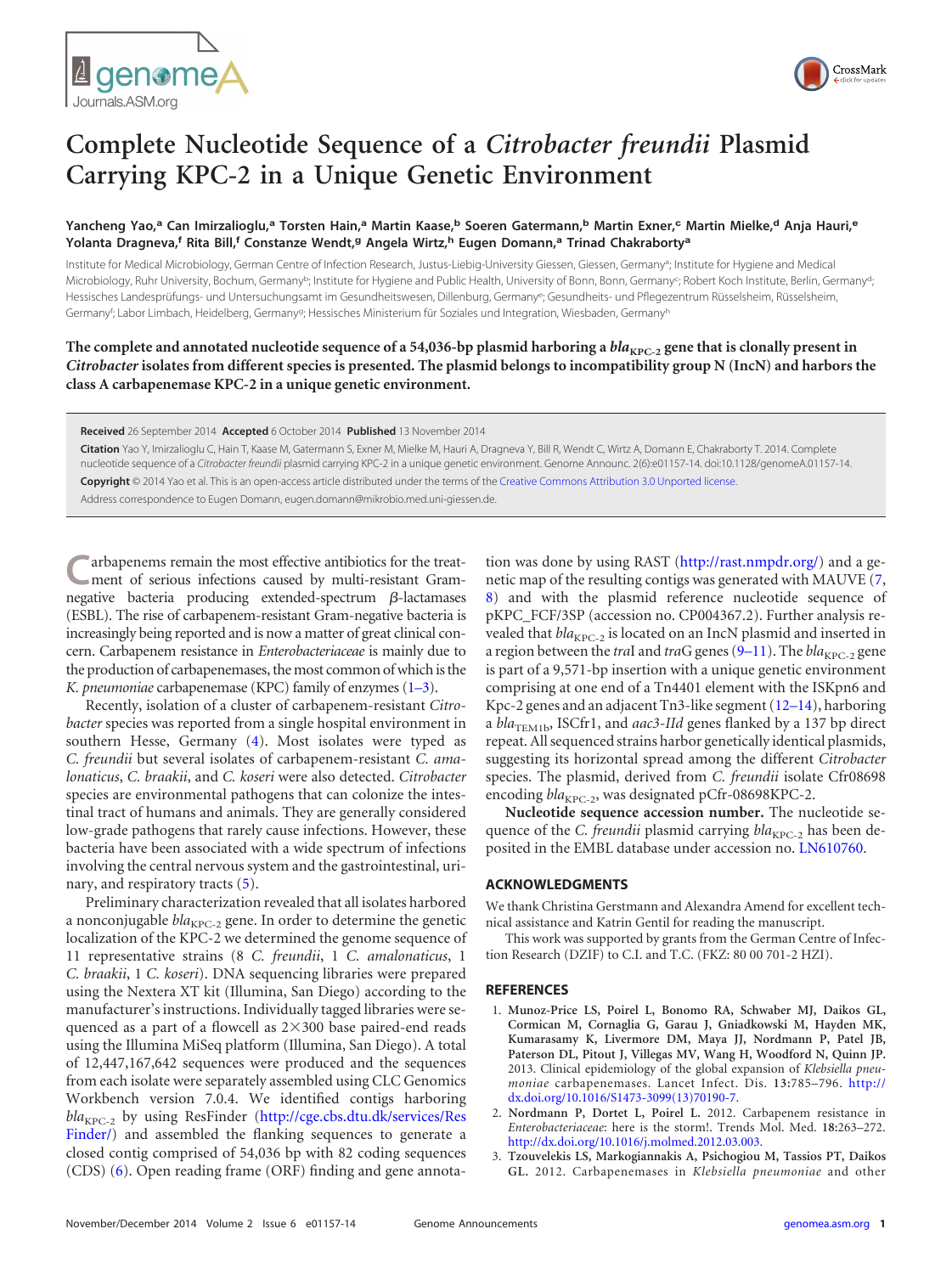# Complete Nucleotide Sequence of a *Citrobacter freundii* Plasmid Carrying KPC-2 in a Unique Genetic Environment

**Yancheng Yao,[a] Can Imirzalioglu,[a] Torsten Hain,[a] Martin Kaase,[b] Soeren Gatermann,[b] Martin Exner,[c] Martin Mielke,[d] Anja Hauri,[e] Yolanta Dragneva,[f] Rita Bill,[f] Constanze Wendt,[g] Angela Wirtz,[h] Eugen Domann,[a] Trinad Chakraborty[a]**

Institute for Medical Microbiology, German Centre of Infection Research, Justus-Liebig-University Giessen, Giessen, Germany[a]; Institute for Hygiene and Medical Microbiology, Ruhr University, Bochum, Germany[b]; Institute for Hygiene and Public Health, University of Bonn, Bonn, Germany[c]; Robert Koch Institute, Berlin, Germany[d]; Hessisches Landesprüfungs- und Untersuchungsamt im Gesundheitswesen, Dillenburg, Germany[e]; Gesundheits- und Pflegezentrum Rüsselsheim, Rüsselsheim, Germany[f]; Labor Limbach, Heidelberg, Germany[g]; Hessisches Ministerium für Soziales und Integration, Wiesbaden, Germany[h]

**The complete and annotated nucleotide sequence of a 54,036-bp plasmid harboring a *bla*$_{KPC-2}$ gene that is clonally present in *Citrobacter* isolates from different species is presented. The plasmid belongs to incompatibility group N (IncN) and harbors the class A carbapenemase KPC-2 in a unique genetic environment.**

**Received** 26 September 2014 **Accepted** 6 October 2014 **Published** 13 November 2014

**Citation** Yao Y, Imirzalioglu C, Hain T, Kaase M, Gatermann S, Exner M, Mielke M, Hauri A, Dragneva Y, Bill R, Wendt C, Wirtz A, Domann E, Chakraborty T. 2014. Complete nucleotide sequence of a *Citrobacter freundii* plasmid carrying KPC-2 in a unique genetic environment. Genome Announc. 2(6):e01157-14. doi:10.1128/genomeA.01157-14.

**Copyright** © 2014 Yao et al. This is an open-access article distributed under the terms of the Creative Commons Attribution 3.0 Unported license.

Address correspondence to Eugen Domann, eugen.domann@mikrobio.med.uni-giessen.de.

Carbapenems remain the most effective antibiotics for the treatment of serious infections caused by multi-resistant Gram-negative bacteria producing extended-spectrum β-lactamases (ESBL). The rise of carbapenem-resistant Gram-negative bacteria is increasingly being reported and is now a matter of great clinical concern. Carbapenem resistance in *Enterobacteriaceae* is mainly due to the production of carbapenemases, the most common of which is the *K. pneumoniae* carbapenemase (KPC) family of enzymes (1–3).

Recently, isolation of a cluster of carbapenem-resistant *Citrobacter* species was reported from a single hospital environment in southern Hesse, Germany (4). Most isolates were typed as *C. freundii* but several isolates of carbapenem-resistant *C. amalonaticus*, *C. braakii*, and *C. koseri* were also detected. *Citrobacter* species are environmental pathogens that can colonize the intestinal tract of humans and animals. They are generally considered low-grade pathogens that rarely cause infections. However, these bacteria have been associated with a wide spectrum of infections involving the central nervous system and the gastrointestinal, urinary, and respiratory tracts (5).

Preliminary characterization revealed that all isolates harbored a nonconjugable *bla*$_{KPC-2}$ gene. In order to determine the genetic localization of the KPC-2 we determined the genome sequence of 11 representative strains (8 *C. freundii*, 1 *C. amalonaticus*, 1 *C. braakii*, 1 *C. koseri*). DNA sequencing libraries were prepared using the Nextera XT kit (Illumina, San Diego) according to the manufacturer's instructions. Individually tagged libraries were sequenced as a part of a flowcell as 2×300 base paired-end reads using the Illumina MiSeq platform (Illumina, San Diego). A total of 12,447,167,642 sequences were produced and the sequences from each isolate were separately assembled using CLC Genomics Workbench version 7.0.4. We identified contigs harboring *bla*$_{KPC-2}$ by using ResFinder (http://cge.cbs.dtu.dk/services/ResFinder/) and assembled the flanking sequences to generate a closed contig comprised of 54,036 bp with 82 coding sequences (CDS) (6). Open reading frame (ORF) finding and gene annotation was done by using RAST (http://rast.nmpdr.org/) and a genetic map of the resulting contigs was generated with MAUVE (7, 8) and with the plasmid reference nucleotide sequence of pKPC_FCF/3SP (accession no. CP004367.2). Further analysis revealed that *bla*$_{KPC-2}$ is located on an IncN plasmid and inserted in a region between the *tra*I and *tra*G genes (9–11). The *bla*$_{KPC-2}$ gene is part of a 9,571-bp insertion with a unique genetic environment comprising at one end of a Tn4401 element with the ISKpn6 and Kpc-2 genes and an adjacent Tn3-like segment (12–14), harboring a *bla*$_{TEM1b}$, ISCfr1, and *aac3-IId* genes flanked by a 137 bp direct repeat. All sequenced strains harbor genetically identical plasmids, suggesting its horizontal spread among the different *Citrobacter* species. The plasmid, derived from *C. freundii* isolate Cfr08698 encoding *bla*$_{KPC-2}$, was designated pCfr-08698KPC-2.

**Nucleotide sequence accession number.** The nucleotide sequence of the *C. freundii* plasmid carrying *bla*$_{KPC-2}$ has been deposited in the EMBL database under accession no. LN610760.

## ACKNOWLEDGMENTS

We thank Christina Gerstmann and Alexandra Amend for excellent technical assistance and Katrin Gentil for reading the manuscript.

This work was supported by grants from the German Centre of Infection Research (DZIF) to C.I. and T.C. (FKZ: 80 00 701-2 HZI).

## REFERENCES

1. **Munoz-Price LS, Poirel L, Bonomo RA, Schwaber MJ, Daikos GL, Cormican M, Cornaglia G, Garau J, Gniadkowski M, Hayden MK, Kumarasamy K, Livermore DM, Maya JJ, Nordmann P, Patel JB, Paterson DL, Pitout J, Villegas MV, Wang H, Woodford N, Quinn JP.** 2013. Clinical epidemiology of the global expansion of *Klebsiella pneumoniae* carbapenemases. Lancet Infect. Dis. **13:**785–796. http://dx.doi.org/10.1016/S1473-3099(13)70190-7.
2. **Nordmann P, Dortet L, Poirel L.** 2012. Carbapenem resistance in *Enterobacteriaceae*: here is the storm!. Trends Mol. Med. **18:**263–272. http://dx.doi.org/10.1016/j.molmed.2012.03.003.
3. **Tzouvelekis LS, Markogiannakis A, Psichogiou M, Tassios PT, Daikos GL.** 2012. Carbapenemases in *Klebsiella pneumoniae* and other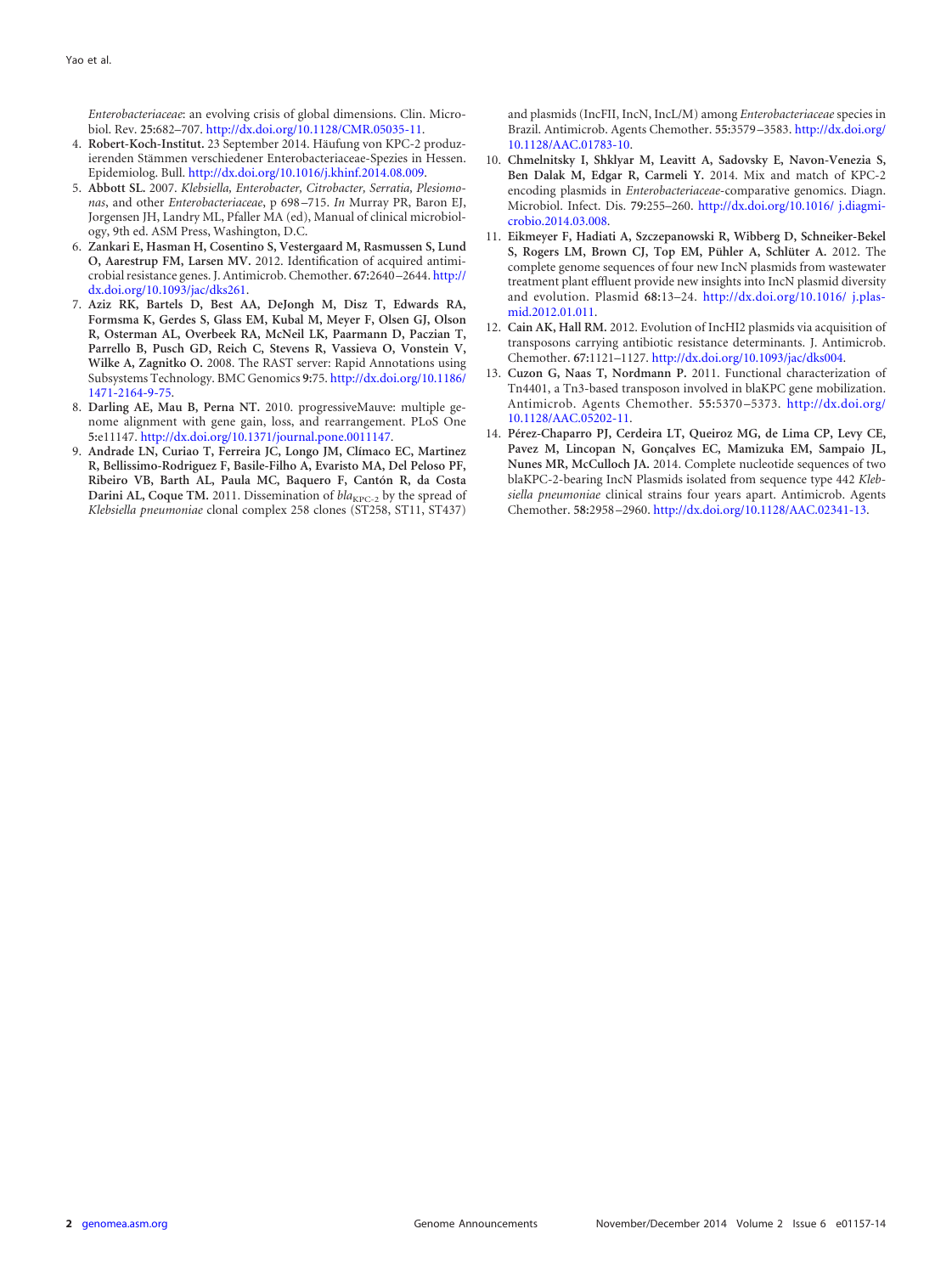*Enterobacteriaceae*: an evolving crisis of global dimensions. Clin. Microbiol. Rev. **25:**682–707. http://dx.doi.org/10.1128/CMR.05035-11.

4. **Robert-Koch-Institut.** 23 September 2014. Häufung von KPC-2 produzierenden Stämmen verschiedener Enterobacteriaceae-Spezies in Hessen. Epidemiolog. Bull. http://dx.doi.org/10.1016/j.khinf.2014.08.009.
5. **Abbott SL.** 2007. *Klebsiella, Enterobacter, Citrobacter, Serratia, Plesiomonas*, and other *Enterobacteriaceae*, p 698–715. *In* Murray PR, Baron EJ, Jorgensen JH, Landry ML, Pfaller MA (ed), Manual of clinical microbiology, 9th ed. ASM Press, Washington, D.C.
6. **Zankari E, Hasman H, Cosentino S, Vestergaard M, Rasmussen S, Lund O, Aarestrup FM, Larsen MV.** 2012. Identification of acquired antimicrobial resistance genes. J. Antimicrob. Chemother. **67:**2640–2644. http://dx.doi.org/10.1093/jac/dks261.
7. **Aziz RK, Bartels D, Best AA, DeJongh M, Disz T, Edwards RA, Formsma K, Gerdes S, Glass EM, Kubal M, Meyer F, Olsen GJ, Olson R, Osterman AL, Overbeek RA, McNeil LK, Paarmann D, Paczian T, Parrello B, Pusch GD, Reich C, Stevens R, Vassieva O, Vonstein V, Wilke A, Zagnitko O.** 2008. The RAST server: Rapid Annotations using Subsystems Technology. BMC Genomics **9:**75. http://dx.doi.org/10.1186/1471-2164-9-75.
8. **Darling AE, Mau B, Perna NT.** 2010. progressiveMauve: multiple genome alignment with gene gain, loss, and rearrangement. PLoS One **5:**e11147. http://dx.doi.org/10.1371/journal.pone.0011147.
9. **Andrade LN, Curiao T, Ferreira JC, Longo JM, Clímaco EC, Martinez R, Bellissimo-Rodriguez F, Basile-Filho A, Evaristo MA, Del Peloso PF, Ribeiro VB, Barth AL, Paula MC, Baquero F, Cantón R, da Costa Darini AL, Coque TM.** 2011. Dissemination of $bla_{KPC-2}$ by the spread of *Klebsiella pneumoniae* clonal complex 258 clones (ST258, ST11, ST437) and plasmids (IncFII, IncN, IncL/M) among *Enterobacteriaceae* species in Brazil. Antimicrob. Agents Chemother. **55:**3579–3583. http://dx.doi.org/10.1128/AAC.01783-10.
10. **Chmelnitsky I, Shklyar M, Leavitt A, Sadovsky E, Navon-Venezia S, Ben Dalak M, Edgar R, Carmeli Y.** 2014. Mix and match of KPC-2 encoding plasmids in *Enterobacteriaceae*-comparative genomics. Diagn. Microbiol. Infect. Dis. **79:**255–260. http://dx.doi.org/10.1016/j.diagmicrobio.2014.03.008.
11. **Eikmeyer F, Hadiati A, Szczepanowski R, Wibberg D, Schneiker-Bekel S, Rogers LM, Brown CJ, Top EM, Pühler A, Schlüter A.** 2012. The complete genome sequences of four new IncN plasmids from wastewater treatment plant effluent provide new insights into IncN plasmid diversity and evolution. Plasmid **68:**13–24. http://dx.doi.org/10.1016/j.plasmid.2012.01.011.
12. **Cain AK, Hall RM.** 2012. Evolution of IncHI2 plasmids via acquisition of transposons carrying antibiotic resistance determinants. J. Antimicrob. Chemother. **67:**1121–1127. http://dx.doi.org/10.1093/jac/dks004.
13. **Cuzon G, Naas T, Nordmann P.** 2011. Functional characterization of Tn4401, a Tn3-based transposon involved in blaKPC gene mobilization. Antimicrob. Agents Chemother. **55:**5370–5373. http://dx.doi.org/10.1128/AAC.05202-11.
14. **Pérez-Chaparro PJ, Cerdeira LT, Queiroz MG, de Lima CP, Levy CE, Pavez M, Lincopan N, Gonçalves EC, Mamizuka EM, Sampaio JL, Nunes MR, McCulloch JA.** 2014. Complete nucleotide sequences of two blaKPC-2-bearing IncN Plasmids isolated from sequence type 442 *Klebsiella pneumoniae* clinical strains four years apart. Antimicrob. Agents Chemother. **58:**2958–2960. http://dx.doi.org/10.1128/AAC.02341-13.